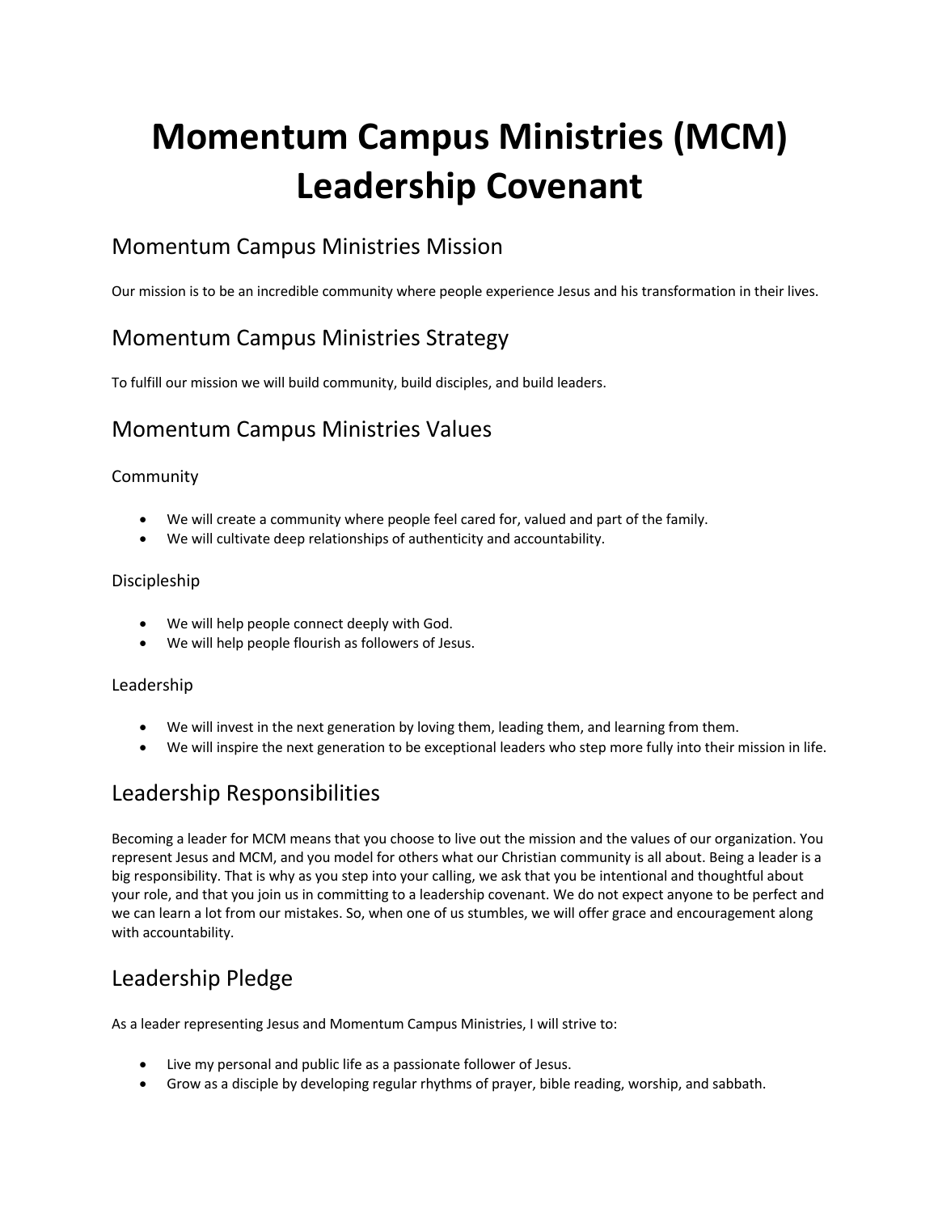# Momentum Campus Ministries (MCM) Leadership Covenant

## Momentum Campus Ministries Mission

Our mission is to be an incredible community where people experience Jesus and his transformation in their lives.

## Momentum Campus Ministries Strategy

To fulfill our mission we will build community, build disciples, and build leaders.

## Momentum Campus Ministries Values

### Community

- We will create a community where people feel cared for, valued and part of the family.
- We will cultivate deep relationships of authenticity and accountability.

### Discipleship

- We will help people connect deeply with God.
- We will help people flourish as followers of Jesus.

### Leadership

- We will invest in the next generation by loving them, leading them, and learning from them.
- We will inspire the next generation to be exceptional leaders who step more fully into their mission in life.

## Leadership Responsibilities

Becoming a leader for MCM means that you choose to live out the mission and the values of our organization. You represent Jesus and MCM, and you model for others what our Christian community is all about. Being a leader is a big responsibility. That is why as you step into your calling, we ask that you be intentional and thoughtful about your role, and that you join us in committing to a leadership covenant. We do not expect anyone to be perfect and we can learn a lot from our mistakes. So, when one of us stumbles, we will offer grace and encouragement along with accountability.

## Leadership Pledge

As a leader representing Jesus and Momentum Campus Ministries, I will strive to:

- Live my personal and public life as a passionate follower of Jesus.
- Grow as a disciple by developing regular rhythms of prayer, bible reading, worship, and sabbath.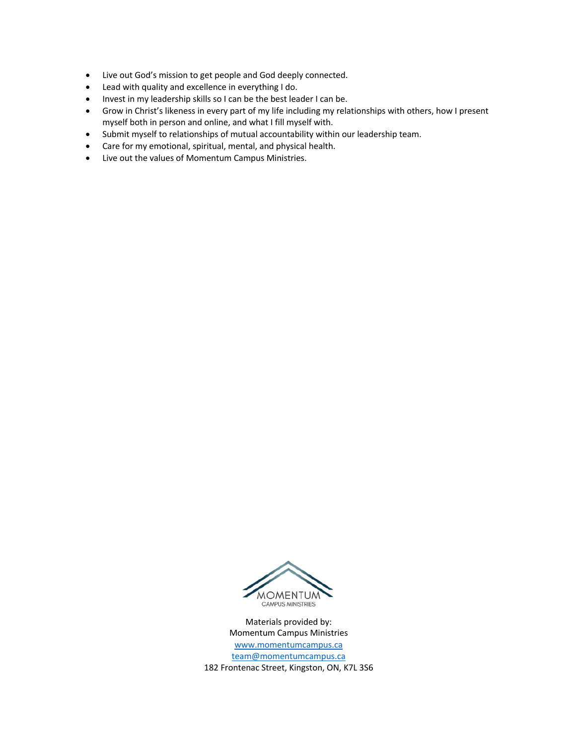- Live out God's mission to get people and God deeply connected.
- Lead with quality and excellence in everything I do.
- Invest in my leadership skills so I can be the best leader I can be.
- Grow in Christ's likeness in every part of my life including my relationships with others, how I present myself both in person and online, and what I fill myself with.
- Submit myself to relationships of mutual accountability within our leadership team.
- Care for my emotional, spiritual, mental, and physical health.
- Live out the values of Momentum Campus Ministries.

MOMENTUM
CAMPUS MINISTRIES

Materials provided by:
Momentum Campus Ministries
www.momentumcampus.ca
team@momentumcampus.ca
182 Frontenac Street, Kingston, ON, K7L 3S6